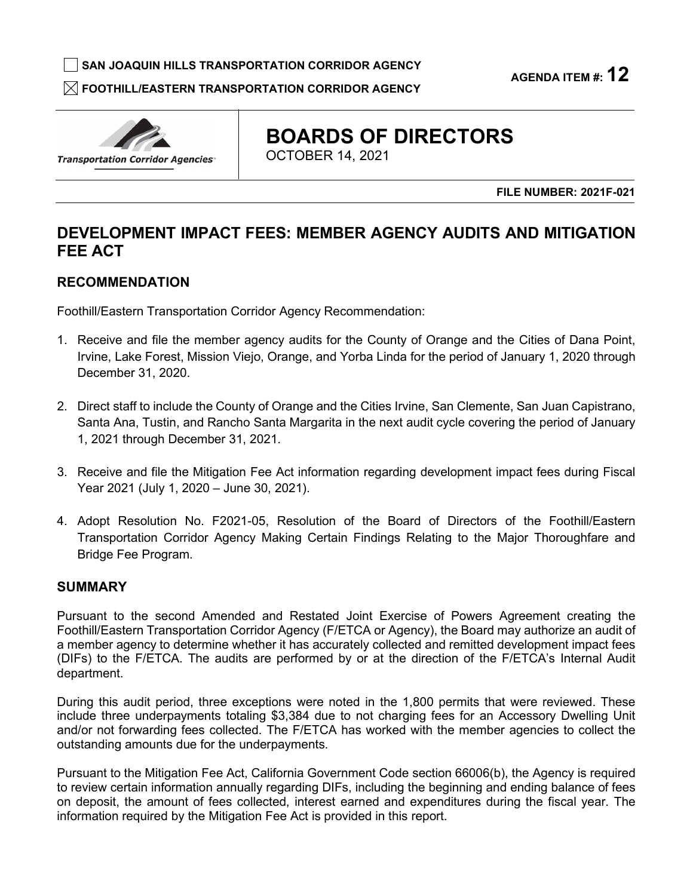☐ SAN JOAQUIN HILLS TRANSPORTATION CORRIDOR AGENCY

☒ FOOTHILL/EASTERN TRANSPORTATION CORRIDOR AGENCY

AGENDA ITEM #: **12**

Transportation Corridor Agencies

# BOARDS OF DIRECTORS

OCTOBER 14, 2021

**FILE NUMBER: 2021F-021**

## DEVELOPMENT IMPACT FEES: MEMBER AGENCY AUDITS AND MITIGATION FEE ACT

### RECOMMENDATION

Foothill/Eastern Transportation Corridor Agency Recommendation:

1. Receive and file the member agency audits for the County of Orange and the Cities of Dana Point, Irvine, Lake Forest, Mission Viejo, Orange, and Yorba Linda for the period of January 1, 2020 through December 31, 2020.

2. Direct staff to include the County of Orange and the Cities Irvine, San Clemente, San Juan Capistrano, Santa Ana, Tustin, and Rancho Santa Margarita in the next audit cycle covering the period of January 1, 2021 through December 31, 2021.

3. Receive and file the Mitigation Fee Act information regarding development impact fees during Fiscal Year 2021 (July 1, 2020 – June 30, 2021).

4. Adopt Resolution No. F2021-05, Resolution of the Board of Directors of the Foothill/Eastern Transportation Corridor Agency Making Certain Findings Relating to the Major Thoroughfare and Bridge Fee Program.

### SUMMARY

Pursuant to the second Amended and Restated Joint Exercise of Powers Agreement creating the Foothill/Eastern Transportation Corridor Agency (F/ETCA or Agency), the Board may authorize an audit of a member agency to determine whether it has accurately collected and remitted development impact fees (DIFs) to the F/ETCA. The audits are performed by or at the direction of the F/ETCA's Internal Audit department.

During this audit period, three exceptions were noted in the 1,800 permits that were reviewed. These include three underpayments totaling $3,384 due to not charging fees for an Accessory Dwelling Unit and/or not forwarding fees collected. The F/ETCA has worked with the member agencies to collect the outstanding amounts due for the underpayments.

Pursuant to the Mitigation Fee Act, California Government Code section 66006(b), the Agency is required to review certain information annually regarding DIFs, including the beginning and ending balance of fees on deposit, the amount of fees collected, interest earned and expenditures during the fiscal year. The information required by the Mitigation Fee Act is provided in this report.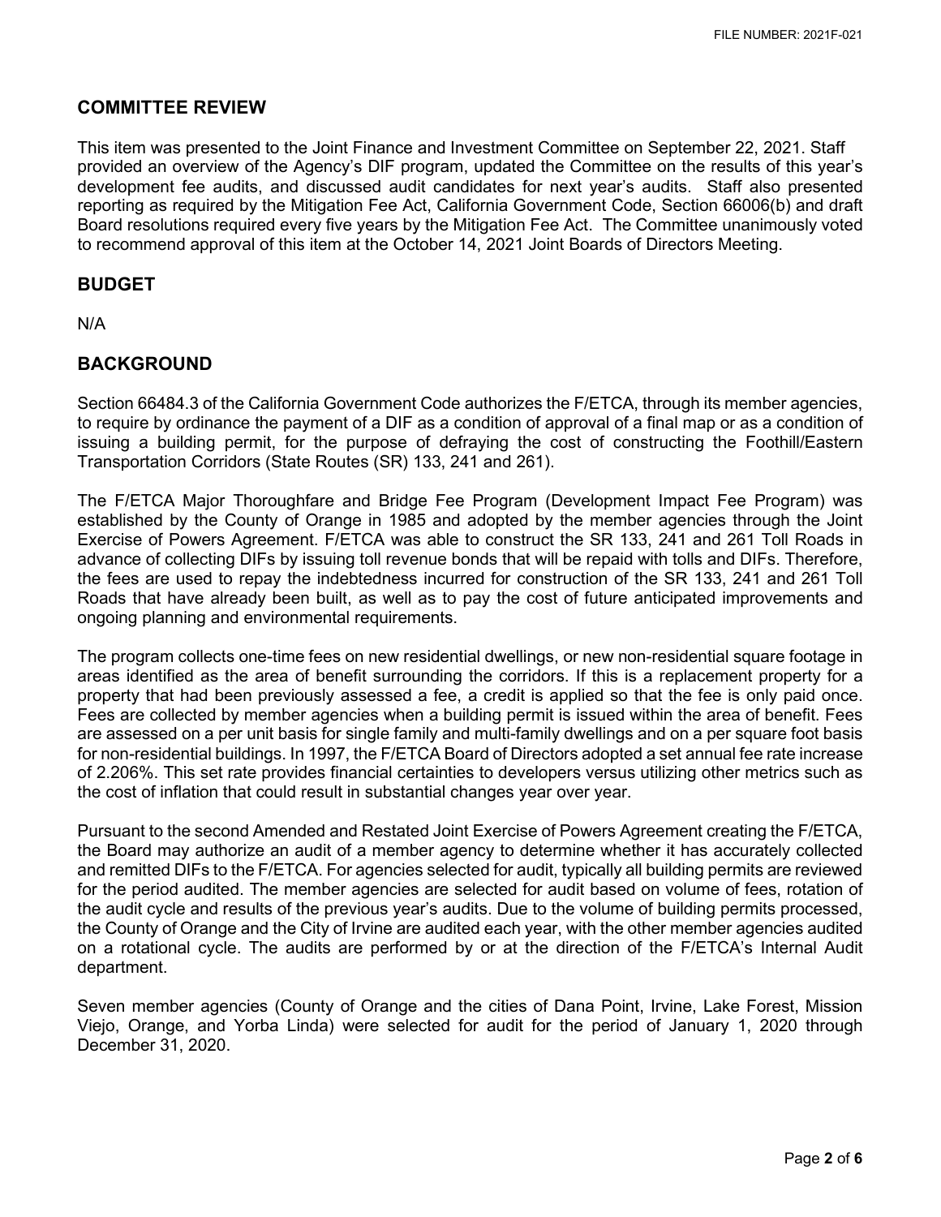## COMMITTEE REVIEW

This item was presented to the Joint Finance and Investment Committee on September 22, 2021. Staff provided an overview of the Agency's DIF program, updated the Committee on the results of this year's development fee audits, and discussed audit candidates for next year's audits. Staff also presented reporting as required by the Mitigation Fee Act, California Government Code, Section 66006(b) and draft Board resolutions required every five years by the Mitigation Fee Act. The Committee unanimously voted to recommend approval of this item at the October 14, 2021 Joint Boards of Directors Meeting.

## BUDGET

N/A

## BACKGROUND

Section 66484.3 of the California Government Code authorizes the F/ETCA, through its member agencies, to require by ordinance the payment of a DIF as a condition of approval of a final map or as a condition of issuing a building permit, for the purpose of defraying the cost of constructing the Foothill/Eastern Transportation Corridors (State Routes (SR) 133, 241 and 261).

The F/ETCA Major Thoroughfare and Bridge Fee Program (Development Impact Fee Program) was established by the County of Orange in 1985 and adopted by the member agencies through the Joint Exercise of Powers Agreement. F/ETCA was able to construct the SR 133, 241 and 261 Toll Roads in advance of collecting DIFs by issuing toll revenue bonds that will be repaid with tolls and DIFs. Therefore, the fees are used to repay the indebtedness incurred for construction of the SR 133, 241 and 261 Toll Roads that have already been built, as well as to pay the cost of future anticipated improvements and ongoing planning and environmental requirements.

The program collects one-time fees on new residential dwellings, or new non-residential square footage in areas identified as the area of benefit surrounding the corridors. If this is a replacement property for a property that had been previously assessed a fee, a credit is applied so that the fee is only paid once. Fees are collected by member agencies when a building permit is issued within the area of benefit. Fees are assessed on a per unit basis for single family and multi-family dwellings and on a per square foot basis for non-residential buildings. In 1997, the F/ETCA Board of Directors adopted a set annual fee rate increase of 2.206%. This set rate provides financial certainties to developers versus utilizing other metrics such as the cost of inflation that could result in substantial changes year over year.

Pursuant to the second Amended and Restated Joint Exercise of Powers Agreement creating the F/ETCA, the Board may authorize an audit of a member agency to determine whether it has accurately collected and remitted DIFs to the F/ETCA. For agencies selected for audit, typically all building permits are reviewed for the period audited. The member agencies are selected for audit based on volume of fees, rotation of the audit cycle and results of the previous year's audits. Due to the volume of building permits processed, the County of Orange and the City of Irvine are audited each year, with the other member agencies audited on a rotational cycle. The audits are performed by or at the direction of the F/ETCA's Internal Audit department.

Seven member agencies (County of Orange and the cities of Dana Point, Irvine, Lake Forest, Mission Viejo, Orange, and Yorba Linda) were selected for audit for the period of January 1, 2020 through December 31, 2020.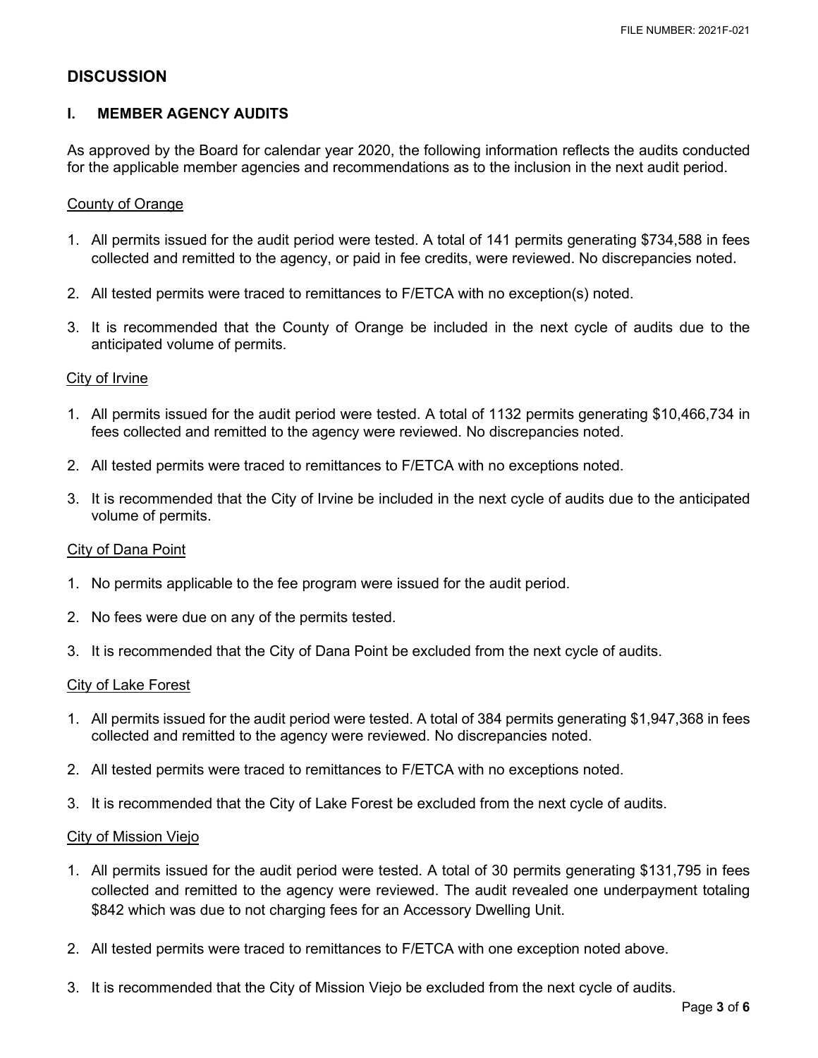## DISCUSSION

### I. MEMBER AGENCY AUDITS

As approved by the Board for calendar year 2020, the following information reflects the audits conducted for the applicable member agencies and recommendations as to the inclusion in the next audit period.

County of Orange

1. All permits issued for the audit period were tested. A total of 141 permits generating $734,588 in fees collected and remitted to the agency, or paid in fee credits, were reviewed. No discrepancies noted.
2. All tested permits were traced to remittances to F/ETCA with no exception(s) noted.
3. It is recommended that the County of Orange be included in the next cycle of audits due to the anticipated volume of permits.

City of Irvine

1. All permits issued for the audit period were tested. A total of 1132 permits generating $10,466,734 in fees collected and remitted to the agency were reviewed. No discrepancies noted.
2. All tested permits were traced to remittances to F/ETCA with no exceptions noted.
3. It is recommended that the City of Irvine be included in the next cycle of audits due to the anticipated volume of permits.

City of Dana Point

1. No permits applicable to the fee program were issued for the audit period.
2. No fees were due on any of the permits tested.
3. It is recommended that the City of Dana Point be excluded from the next cycle of audits.

City of Lake Forest

1. All permits issued for the audit period were tested. A total of 384 permits generating $1,947,368 in fees collected and remitted to the agency were reviewed. No discrepancies noted.
2. All tested permits were traced to remittances to F/ETCA with no exceptions noted.
3. It is recommended that the City of Lake Forest be excluded from the next cycle of audits.

City of Mission Viejo

1. All permits issued for the audit period were tested. A total of 30 permits generating $131,795 in fees collected and remitted to the agency were reviewed. The audit revealed one underpayment totaling $842 which was due to not charging fees for an Accessory Dwelling Unit.
2. All tested permits were traced to remittances to F/ETCA with one exception noted above.
3. It is recommended that the City of Mission Viejo be excluded from the next cycle of audits.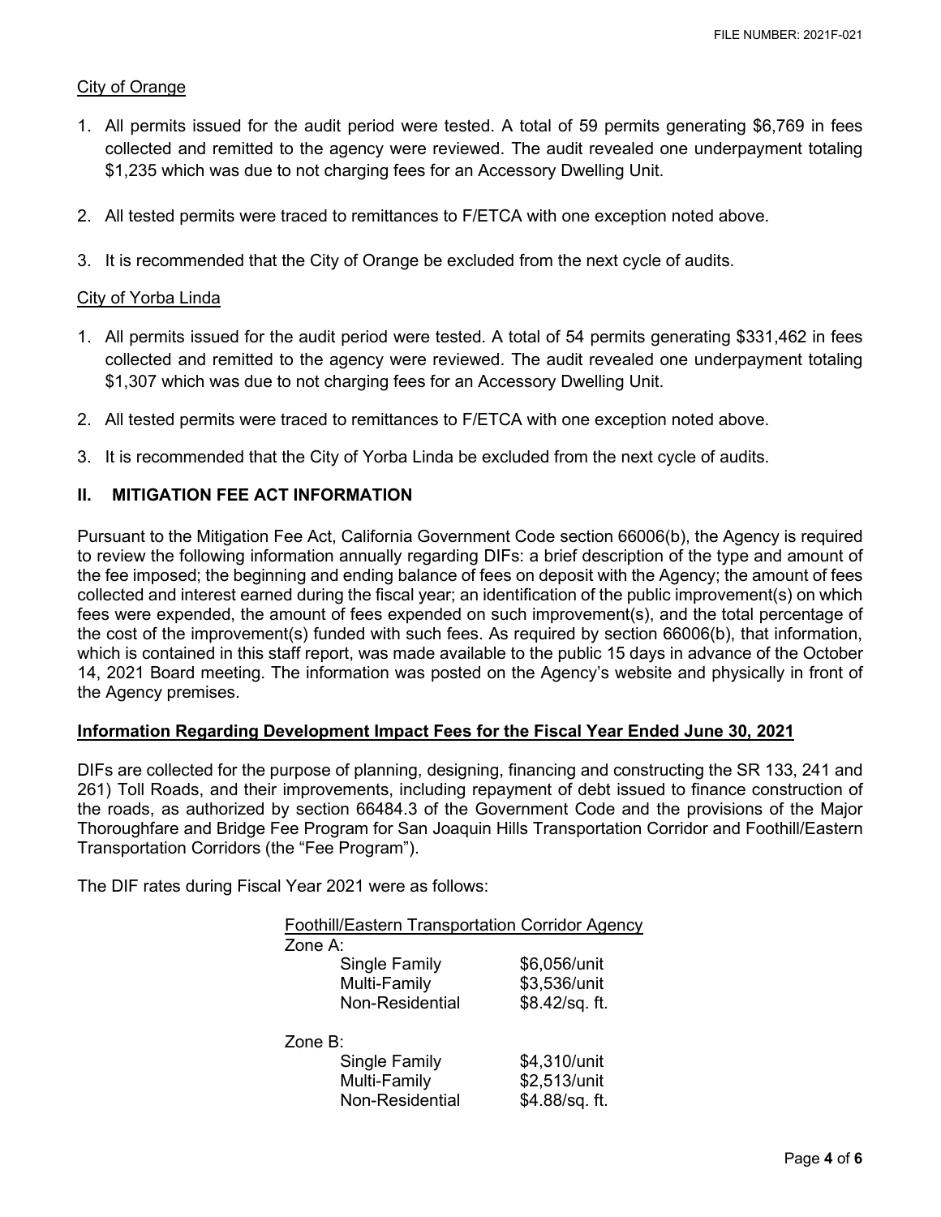City of Orange

1. All permits issued for the audit period were tested. A total of 59 permits generating $6,769 in fees collected and remitted to the agency were reviewed. The audit revealed one underpayment totaling $1,235 which was due to not charging fees for an Accessory Dwelling Unit.

2. All tested permits were traced to remittances to F/ETCA with one exception noted above.

3. It is recommended that the City of Orange be excluded from the next cycle of audits.

City of Yorba Linda

1. All permits issued for the audit period were tested. A total of 54 permits generating $331,462 in fees collected and remitted to the agency were reviewed. The audit revealed one underpayment totaling $1,307 which was due to not charging fees for an Accessory Dwelling Unit.

2. All tested permits were traced to remittances to F/ETCA with one exception noted above.

3. It is recommended that the City of Yorba Linda be excluded from the next cycle of audits.

## II. MITIGATION FEE ACT INFORMATION

Pursuant to the Mitigation Fee Act, California Government Code section 66006(b), the Agency is required to review the following information annually regarding DIFs: a brief description of the type and amount of the fee imposed; the beginning and ending balance of fees on deposit with the Agency; the amount of fees collected and interest earned during the fiscal year; an identification of the public improvement(s) on which fees were expended, the amount of fees expended on such improvement(s), and the total percentage of the cost of the improvement(s) funded with such fees. As required by section 66006(b), that information, which is contained in this staff report, was made available to the public 15 days in advance of the October 14, 2021 Board meeting. The information was posted on the Agency's website and physically in front of the Agency premises.

**Information Regarding Development Impact Fees for the Fiscal Year Ended June 30, 2021**

DIFs are collected for the purpose of planning, designing, financing and constructing the SR 133, 241 and 261) Toll Roads, and their improvements, including repayment of debt issued to finance construction of the roads, as authorized by section 66484.3 of the Government Code and the provisions of the Major Thoroughfare and Bridge Fee Program for San Joaquin Hills Transportation Corridor and Foothill/Eastern Transportation Corridors (the "Fee Program").

The DIF rates during Fiscal Year 2021 were as follows:

| Foothill/Eastern Transportation Corridor Agency | |
|---|---|
| Zone A: | |
| Single Family | $6,056/unit |
| Multi-Family | $3,536/unit |
| Non-Residential | $8.42/sq. ft. |
| Zone B: | |
| Single Family | $4,310/unit |
| Multi-Family | $2,513/unit |
| Non-Residential | $4.88/sq. ft. |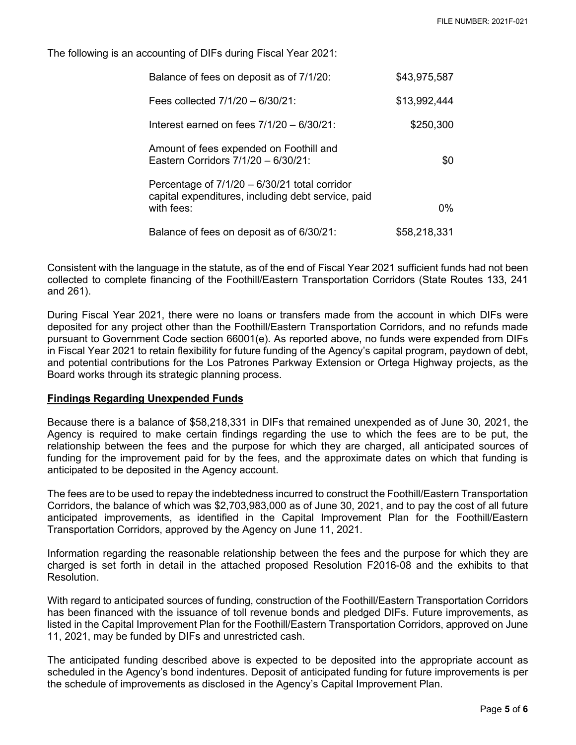The following is an accounting of DIFs during Fiscal Year 2021:

| | |
|---|---|
| Balance of fees on deposit as of 7/1/20: | $43,975,587 |
| Fees collected 7/1/20 – 6/30/21: | $13,992,444 |
| Interest earned on fees 7/1/20 – 6/30/21: | $250,300 |
| Amount of fees expended on Foothill and Eastern Corridors 7/1/20 – 6/30/21: | $0 |
| Percentage of 7/1/20 – 6/30/21 total corridor capital expenditures, including debt service, paid with fees: | 0% |
| Balance of fees on deposit as of 6/30/21: | $58,218,331 |

Consistent with the language in the statute, as of the end of Fiscal Year 2021 sufficient funds had not been collected to complete financing of the Foothill/Eastern Transportation Corridors (State Routes 133, 241 and 261).

During Fiscal Year 2021, there were no loans or transfers made from the account in which DIFs were deposited for any project other than the Foothill/Eastern Transportation Corridors, and no refunds made pursuant to Government Code section 66001(e). As reported above, no funds were expended from DIFs in Fiscal Year 2021 to retain flexibility for future funding of the Agency's capital program, paydown of debt, and potential contributions for the Los Patrones Parkway Extension or Ortega Highway projects, as the Board works through its strategic planning process.

**Findings Regarding Unexpended Funds**

Because there is a balance of $58,218,331 in DIFs that remained unexpended as of June 30, 2021, the Agency is required to make certain findings regarding the use to which the fees are to be put, the relationship between the fees and the purpose for which they are charged, all anticipated sources of funding for the improvement paid for by the fees, and the approximate dates on which that funding is anticipated to be deposited in the Agency account.

The fees are to be used to repay the indebtedness incurred to construct the Foothill/Eastern Transportation Corridors, the balance of which was $2,703,983,000 as of June 30, 2021, and to pay the cost of all future anticipated improvements, as identified in the Capital Improvement Plan for the Foothill/Eastern Transportation Corridors, approved by the Agency on June 11, 2021.

Information regarding the reasonable relationship between the fees and the purpose for which they are charged is set forth in detail in the attached proposed Resolution F2016-08 and the exhibits to that Resolution.

With regard to anticipated sources of funding, construction of the Foothill/Eastern Transportation Corridors has been financed with the issuance of toll revenue bonds and pledged DIFs. Future improvements, as listed in the Capital Improvement Plan for the Foothill/Eastern Transportation Corridors, approved on June 11, 2021, may be funded by DIFs and unrestricted cash.

The anticipated funding described above is expected to be deposited into the appropriate account as scheduled in the Agency's bond indentures. Deposit of anticipated funding for future improvements is per the schedule of improvements as disclosed in the Agency's Capital Improvement Plan.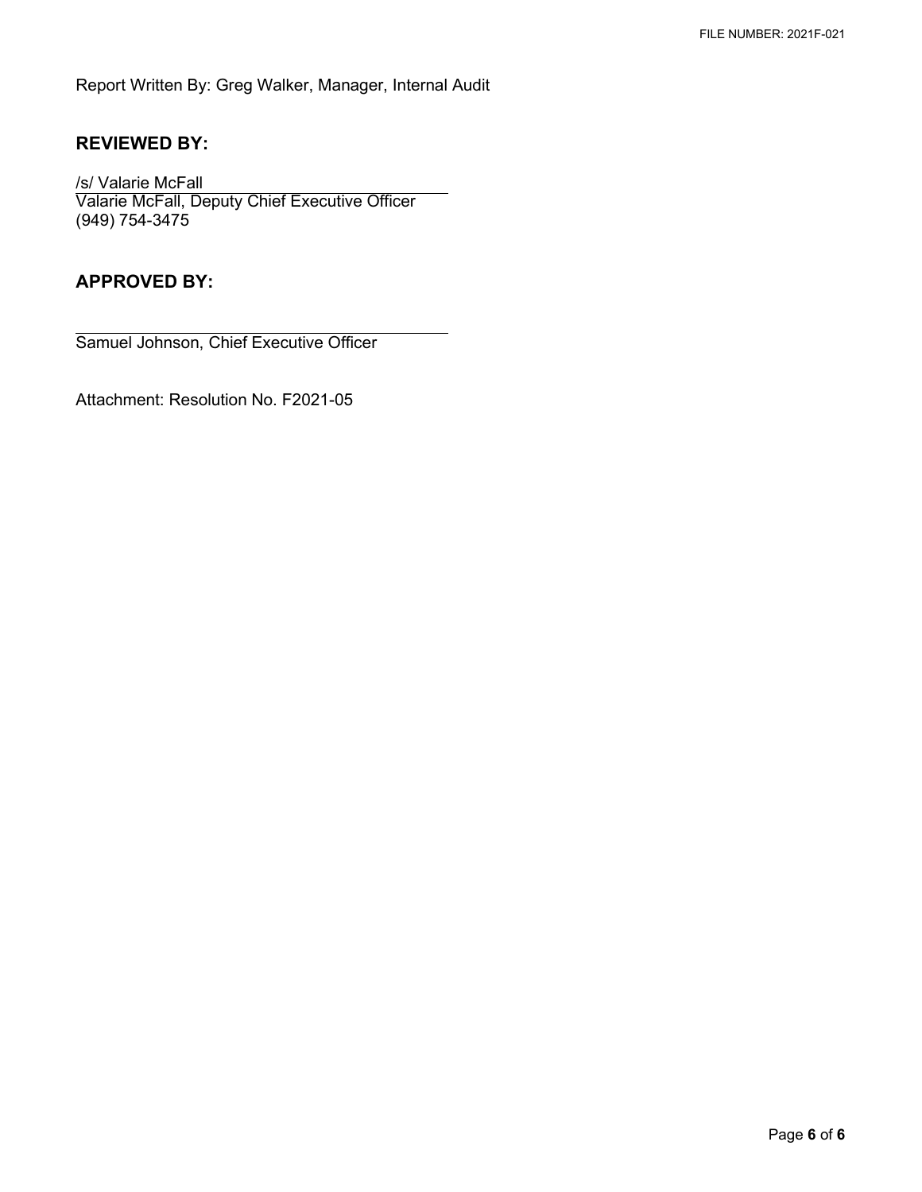Report Written By: Greg Walker, Manager, Internal Audit

## REVIEWED BY:

/s/ Valarie McFall
Valarie McFall, Deputy Chief Executive Officer
(949) 754-3475

## APPROVED BY:

Samuel Johnson, Chief Executive Officer

Attachment: Resolution No. F2021-05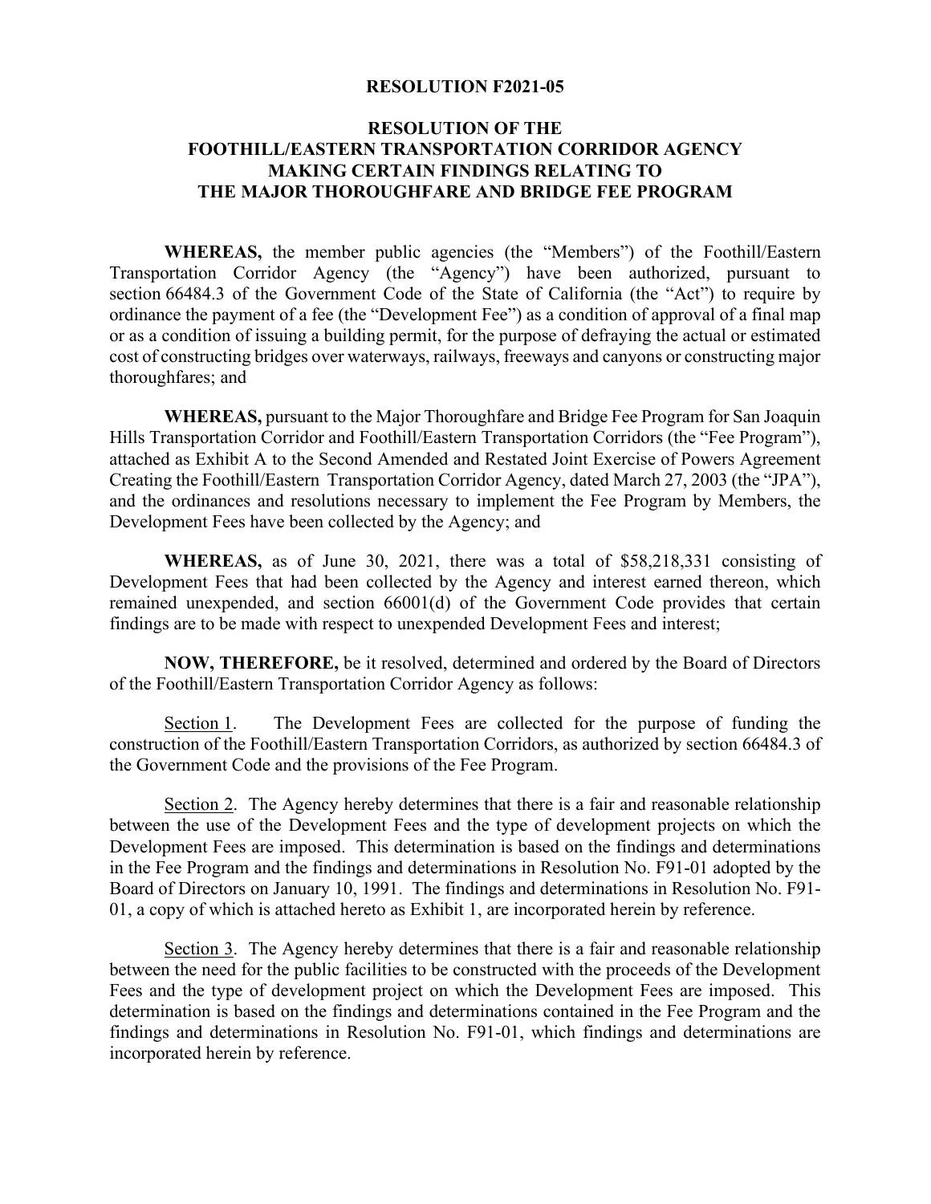# RESOLUTION F2021-05

## RESOLUTION OF THE FOOTHILL/EASTERN TRANSPORTATION CORRIDOR AGENCY MAKING CERTAIN FINDINGS RELATING TO THE MAJOR THOROUGHFARE AND BRIDGE FEE PROGRAM

**WHEREAS,** the member public agencies (the "Members") of the Foothill/Eastern Transportation Corridor Agency (the "Agency") have been authorized, pursuant to section 66484.3 of the Government Code of the State of California (the "Act") to require by ordinance the payment of a fee (the "Development Fee") as a condition of approval of a final map or as a condition of issuing a building permit, for the purpose of defraying the actual or estimated cost of constructing bridges over waterways, railways, freeways and canyons or constructing major thoroughfares; and

**WHEREAS,** pursuant to the Major Thoroughfare and Bridge Fee Program for San Joaquin Hills Transportation Corridor and Foothill/Eastern Transportation Corridors (the "Fee Program"), attached as Exhibit A to the Second Amended and Restated Joint Exercise of Powers Agreement Creating the Foothill/Eastern Transportation Corridor Agency, dated March 27, 2003 (the "JPA"), and the ordinances and resolutions necessary to implement the Fee Program by Members, the Development Fees have been collected by the Agency; and

**WHEREAS,** as of June 30, 2021, there was a total of $58,218,331 consisting of Development Fees that had been collected by the Agency and interest earned thereon, which remained unexpended, and section 66001(d) of the Government Code provides that certain findings are to be made with respect to unexpended Development Fees and interest;

**NOW, THEREFORE,** be it resolved, determined and ordered by the Board of Directors of the Foothill/Eastern Transportation Corridor Agency as follows:

Section 1. The Development Fees are collected for the purpose of funding the construction of the Foothill/Eastern Transportation Corridors, as authorized by section 66484.3 of the Government Code and the provisions of the Fee Program.

Section 2. The Agency hereby determines that there is a fair and reasonable relationship between the use of the Development Fees and the type of development projects on which the Development Fees are imposed. This determination is based on the findings and determinations in the Fee Program and the findings and determinations in Resolution No. F91-01 adopted by the Board of Directors on January 10, 1991. The findings and determinations in Resolution No. F91-01, a copy of which is attached hereto as Exhibit 1, are incorporated herein by reference.

Section 3. The Agency hereby determines that there is a fair and reasonable relationship between the need for the public facilities to be constructed with the proceeds of the Development Fees and the type of development project on which the Development Fees are imposed. This determination is based on the findings and determinations contained in the Fee Program and the findings and determinations in Resolution No. F91-01, which findings and determinations are incorporated herein by reference.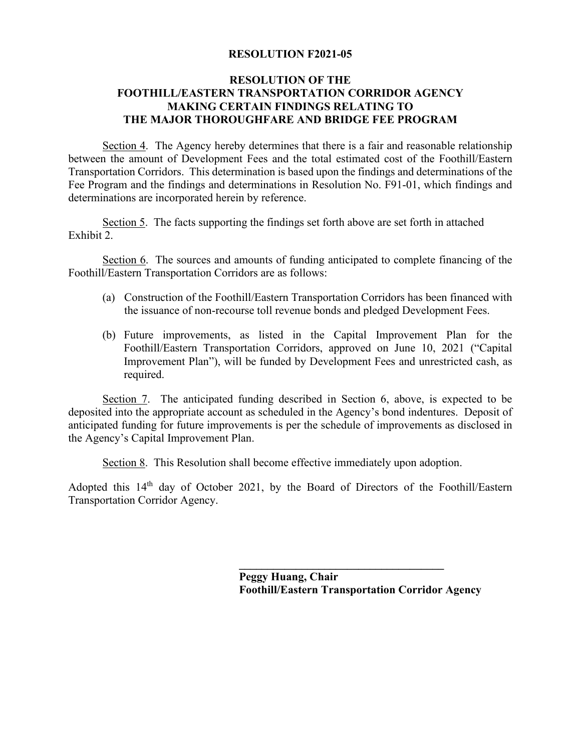**RESOLUTION F2021-05**

**RESOLUTION OF THE FOOTHILL/EASTERN TRANSPORTATION CORRIDOR AGENCY MAKING CERTAIN FINDINGS RELATING TO THE MAJOR THOROUGHFARE AND BRIDGE FEE PROGRAM**

Section 4. The Agency hereby determines that there is a fair and reasonable relationship between the amount of Development Fees and the total estimated cost of the Foothill/Eastern Transportation Corridors. This determination is based upon the findings and determinations of the Fee Program and the findings and determinations in Resolution No. F91-01, which findings and determinations are incorporated herein by reference.

Section 5. The facts supporting the findings set forth above are set forth in attached Exhibit 2.

Section 6. The sources and amounts of funding anticipated to complete financing of the Foothill/Eastern Transportation Corridors are as follows:

(a) Construction of the Foothill/Eastern Transportation Corridors has been financed with the issuance of non-recourse toll revenue bonds and pledged Development Fees.

(b) Future improvements, as listed in the Capital Improvement Plan for the Foothill/Eastern Transportation Corridors, approved on June 10, 2021 ("Capital Improvement Plan"), will be funded by Development Fees and unrestricted cash, as required.

Section 7. The anticipated funding described in Section 6, above, is expected to be deposited into the appropriate account as scheduled in the Agency's bond indentures. Deposit of anticipated funding for future improvements is per the schedule of improvements as disclosed in the Agency's Capital Improvement Plan.

Section 8. This Resolution shall become effective immediately upon adoption.

Adopted this 14th day of October 2021, by the Board of Directors of the Foothill/Eastern Transportation Corridor Agency.

\_\_\_\_\_\_\_\_\_\_\_\_\_\_\_\_\_\_\_\_\_\_\_\_\_\_\_\_\_\_\_\_\_\_\_\_\_\_

**Peggy Huang, Chair**
**Foothill/Eastern Transportation Corridor Agency**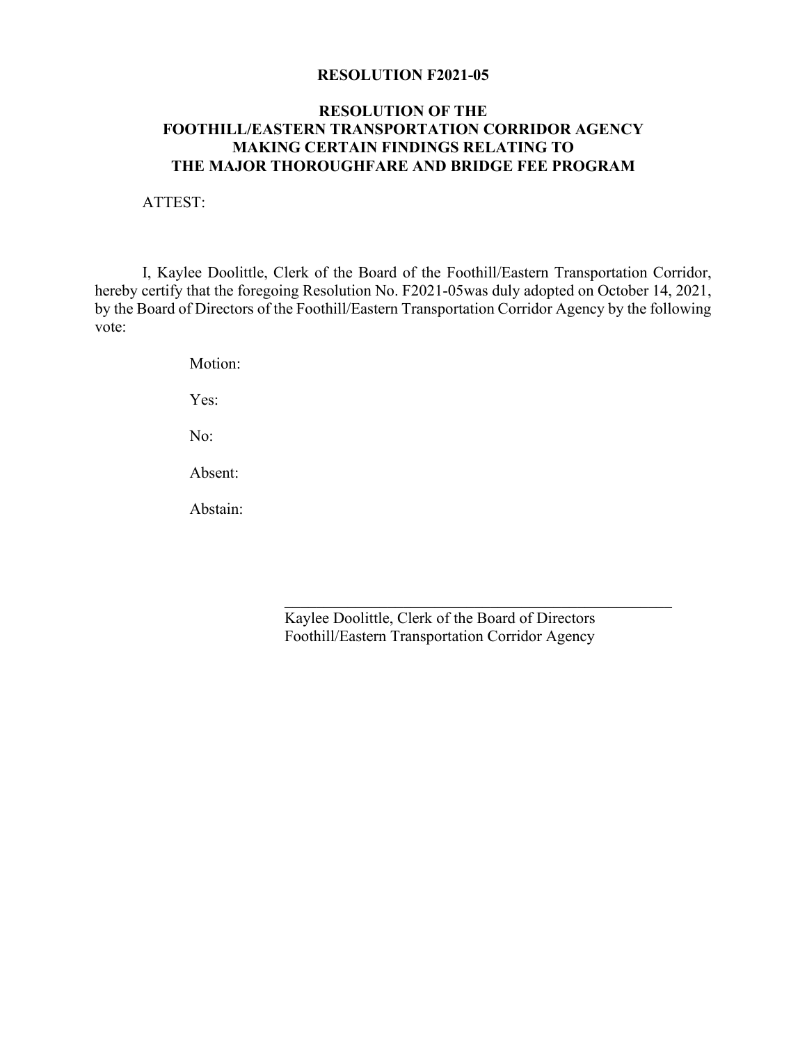**RESOLUTION F2021-05**

**RESOLUTION OF THE FOOTHILL/EASTERN TRANSPORTATION CORRIDOR AGENCY MAKING CERTAIN FINDINGS RELATING TO THE MAJOR THOROUGHFARE AND BRIDGE FEE PROGRAM**

ATTEST:

I, Kaylee Doolittle, Clerk of the Board of the Foothill/Eastern Transportation Corridor, hereby certify that the foregoing Resolution No. F2021-05was duly adopted on October 14, 2021, by the Board of Directors of the Foothill/Eastern Transportation Corridor Agency by the following vote:

Motion:

Yes:

No:

Absent:

Abstain:

\_\_\_\_\_\_\_\_\_\_\_\_\_\_\_\_\_\_\_\_\_\_\_\_\_\_\_\_\_\_\_\_\_\_\_\_\_\_\_\_\_\_\_\_\_\_

Kaylee Doolittle, Clerk of the Board of Directors
Foothill/Eastern Transportation Corridor Agency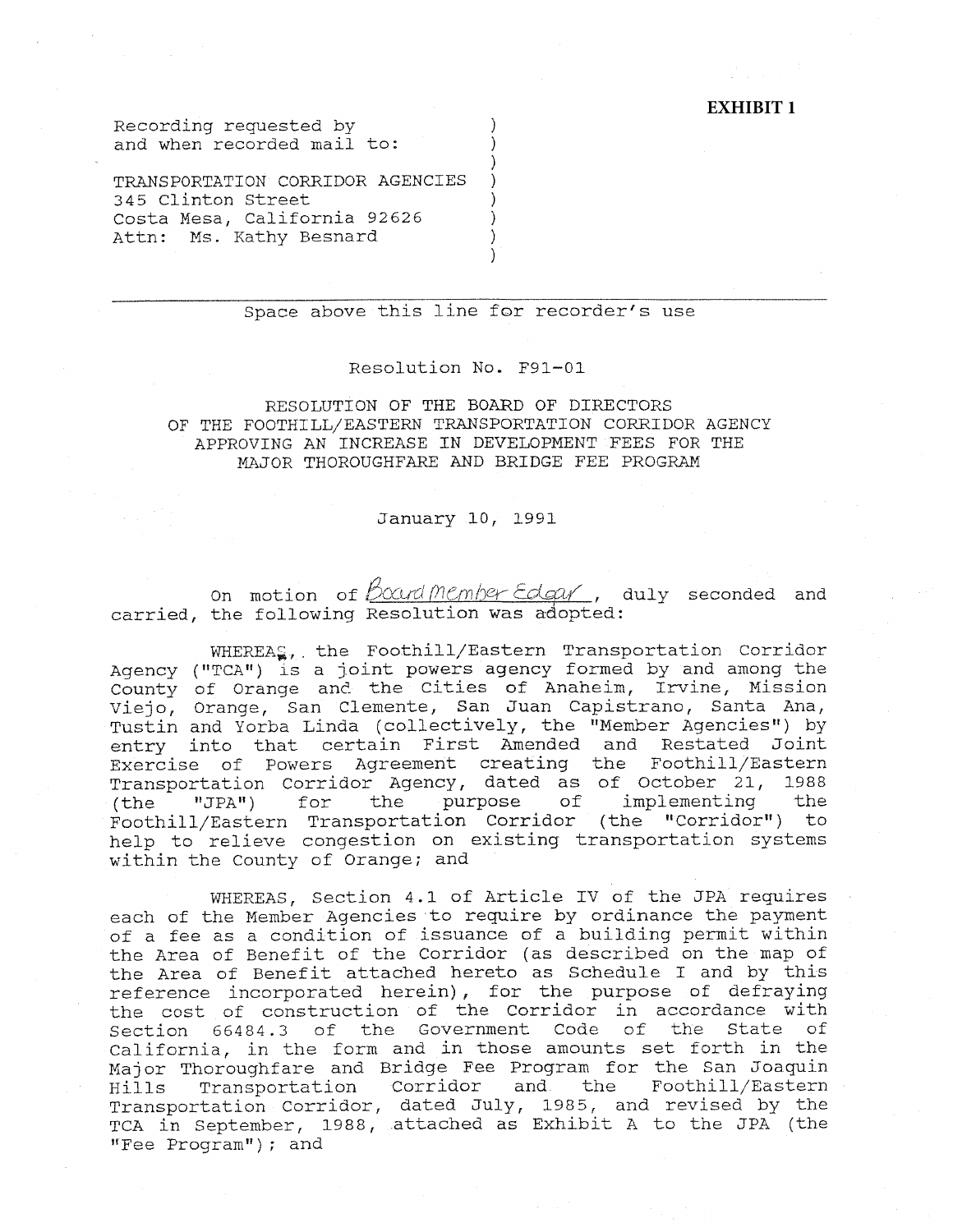**EXHIBIT 1**

Recording requested by
and when recorded mail to:

TRANSPORTATION CORRIDOR AGENCIES
345 Clinton Street
Costa Mesa, California 92626
Attn: Ms. Kathy Besnard

---

Space above this line for recorder's use

Resolution No. F91-01

RESOLUTION OF THE BOARD OF DIRECTORS
OF THE FOOTHILL/EASTERN TRANSPORTATION CORRIDOR AGENCY
APPROVING AN INCREASE IN DEVELOPMENT FEES FOR THE
MAJOR THOROUGHFARE AND BRIDGE FEE PROGRAM

January 10, 1991

On motion of Board Member Edgar, duly seconded and carried, the following Resolution was adopted:

WHEREAS, the Foothill/Eastern Transportation Corridor Agency ("TCA") is a joint powers agency formed by and among the County of Orange and the Cities of Anaheim, Irvine, Mission Viejo, Orange, San Clemente, San Juan Capistrano, Santa Ana, Tustin and Yorba Linda (collectively, the "Member Agencies") by entry into that certain First Amended and Restated Joint Exercise of Powers Agreement creating the Foothill/Eastern Transportation Corridor Agency, dated as of October 21, 1988 (the "JPA") for the purpose of implementing the Foothill/Eastern Transportation Corridor (the "Corridor") to help to relieve congestion on existing transportation systems within the County of Orange; and

WHEREAS, Section 4.1 of Article IV of the JPA requires each of the Member Agencies to require by ordinance the payment of a fee as a condition of issuance of a building permit within the Area of Benefit of the Corridor (as described on the map of the Area of Benefit attached hereto as Schedule I and by this reference incorporated herein), for the purpose of defraying the cost of construction of the Corridor in accordance with Section 66484.3 of the Government Code of the State of California, in the form and in those amounts set forth in the Major Thoroughfare and Bridge Fee Program for the San Joaquin Hills Transportation Corridor and the Foothill/Eastern Transportation Corridor, dated July, 1985, and revised by the TCA in September, 1988, attached as Exhibit A to the JPA (the "Fee Program"); and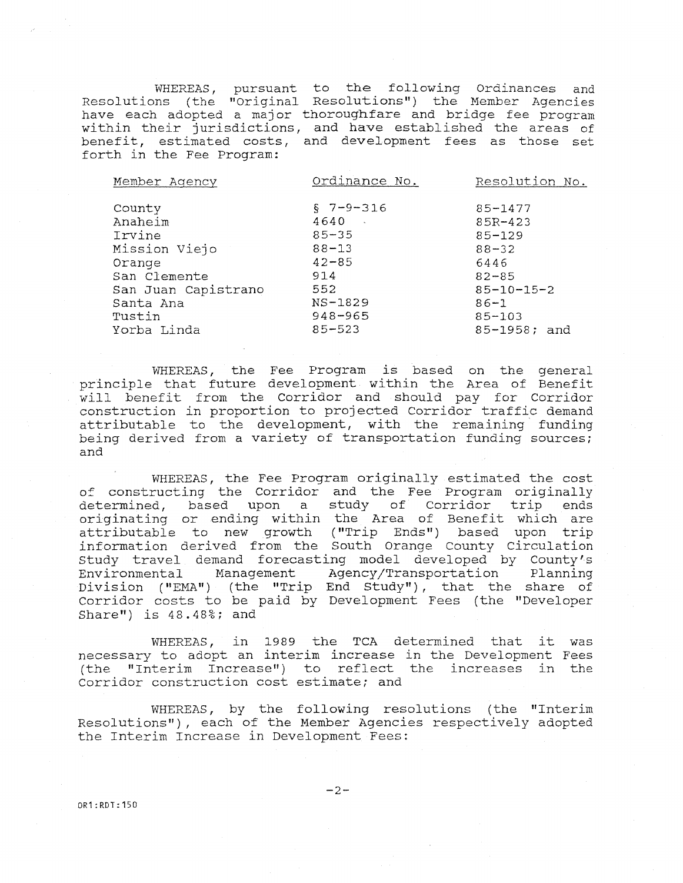WHEREAS, pursuant to the following Ordinances and Resolutions (the "Original Resolutions") the Member Agencies have each adopted a major thoroughfare and bridge fee program within their jurisdictions, and have established the areas of benefit, estimated costs, and development fees as those set forth in the Fee Program:

| Member Agency | Ordinance No. | Resolution No. |
|---|---|---|
| County | § 7-9-316 | 85-1477 |
| Anaheim | 4640 | 85R-423 |
| Irvine | 85-35 | 85-129 |
| Mission Viejo | 88-13 | 88-32 |
| Orange | 42-85 | 6446 |
| San Clemente | 914 | 82-85 |
| San Juan Capistrano | 552 | 85-10-15-2 |
| Santa Ana | NS-1829 | 86-1 |
| Tustin | 948-965 | 85-103 |
| Yorba Linda | 85-523 | 85-1958; and |

WHEREAS, the Fee Program is based on the general principle that future development within the Area of Benefit will benefit from the Corridor and should pay for Corridor construction in proportion to projected Corridor traffic demand attributable to the development, with the remaining funding being derived from a variety of transportation funding sources; and

WHEREAS, the Fee Program originally estimated the cost of constructing the Corridor and the Fee Program originally determined, based upon a study of Corridor trip ends originating or ending within the Area of Benefit which are attributable to new growth ("Trip Ends") based upon trip information derived from the South Orange County Circulation Study travel demand forecasting model developed by County's Environmental Management Agency/Transportation Planning Division ("EMA") (the "Trip End Study"), that the share of Corridor costs to be paid by Development Fees (the "Developer Share") is 48.48%; and

WHEREAS, in 1989 the TCA determined that it was necessary to adopt an interim increase in the Development Fees (the "Interim Increase") to reflect the increases in the Corridor construction cost estimate; and

WHEREAS, by the following resolutions (the "Interim Resolutions"), each of the Member Agencies respectively adopted the Interim Increase in Development Fees: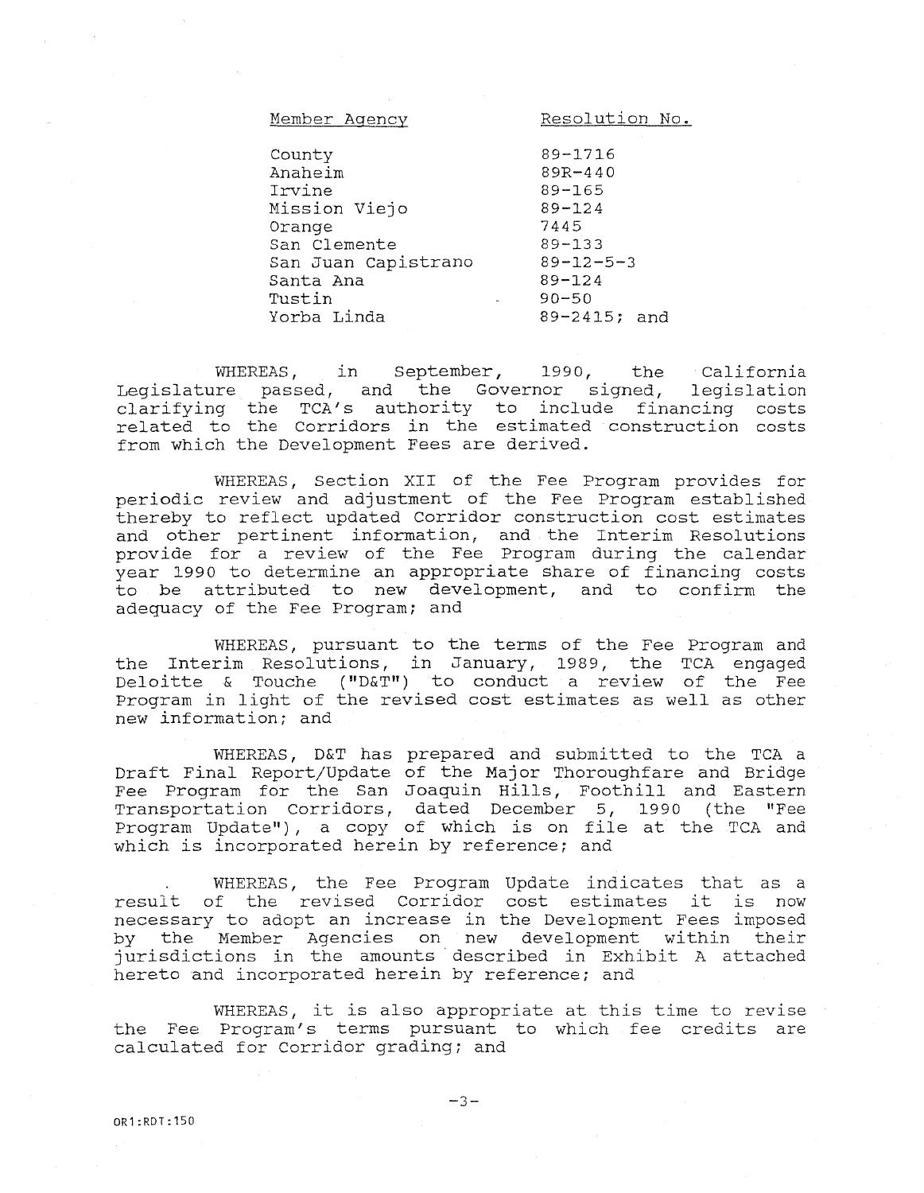| Member Agency | Resolution No. |
|---|---|
| County | 89-1716 |
| Anaheim | 89R-440 |
| Irvine | 89-165 |
| Mission Viejo | 89-124 |
| Orange | 7445 |
| San Clemente | 89-133 |
| San Juan Capistrano | 89-12-5-3 |
| Santa Ana | 89-124 |
| Tustin | 90-50 |
| Yorba Linda | 89-2415; and |

WHEREAS, in September, 1990, the California Legislature passed, and the Governor signed, legislation clarifying the TCA's authority to include financing costs related to the Corridors in the estimated construction costs from which the Development Fees are derived.

WHEREAS, Section XII of the Fee Program provides for periodic review and adjustment of the Fee Program established thereby to reflect updated Corridor construction cost estimates and other pertinent information, and the Interim Resolutions provide for a review of the Fee Program during the calendar year 1990 to determine an appropriate share of financing costs to be attributed to new development, and to confirm the adequacy of the Fee Program; and

WHEREAS, pursuant to the terms of the Fee Program and the Interim Resolutions, in January, 1989, the TCA engaged Deloitte & Touche ("D&T") to conduct a review of the Fee Program in light of the revised cost estimates as well as other new information; and

WHEREAS, D&T has prepared and submitted to the TCA a Draft Final Report/Update of the Major Thoroughfare and Bridge Fee Program for the San Joaquin Hills, Foothill and Eastern Transportation Corridors, dated December 5, 1990 (the "Fee Program Update"), a copy of which is on file at the TCA and which is incorporated herein by reference; and

WHEREAS, the Fee Program Update indicates that as a result of the revised Corridor cost estimates it is now necessary to adopt an increase in the Development Fees imposed by the Member Agencies on new development within their jurisdictions in the amounts described in Exhibit A attached hereto and incorporated herein by reference; and

WHEREAS, it is also appropriate at this time to revise the Fee Program's terms pursuant to which fee credits are calculated for Corridor grading; and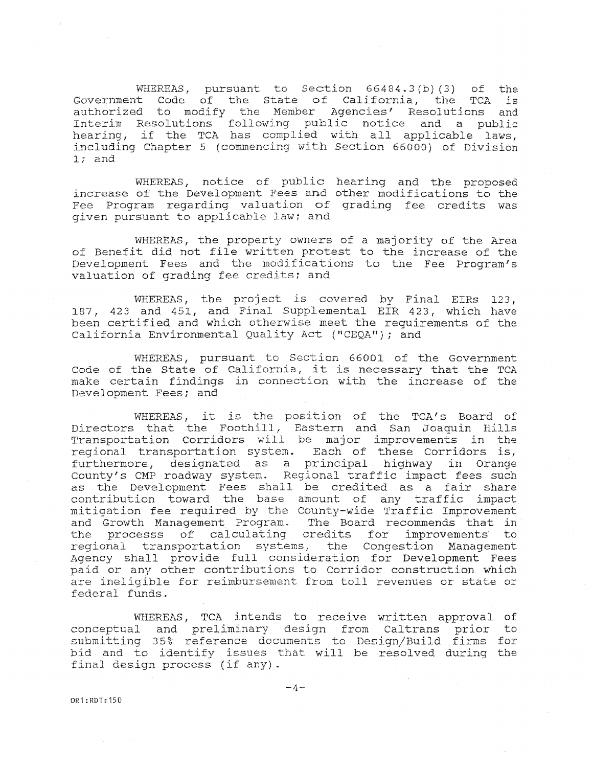WHEREAS, pursuant to Section 66484.3(b)(3) of the Government Code of the State of California, the TCA is authorized to modify the Member Agencies' Resolutions and Interim Resolutions following public notice and a public hearing, if the TCA has complied with all applicable laws, including Chapter 5 (commencing with Section 66000) of Division 1; and

WHEREAS, notice of public hearing and the proposed increase of the Development Fees and other modifications to the Fee Program regarding valuation of grading fee credits was given pursuant to applicable law; and

WHEREAS, the property owners of a majority of the Area of Benefit did not file written protest to the increase of the Development Fees and the modifications to the Fee Program's valuation of grading fee credits; and

WHEREAS, the project is covered by Final EIRs 123, 187, 423 and 451, and Final Supplemental EIR 423, which have been certified and which otherwise meet the requirements of the California Environmental Quality Act ("CEQA"); and

WHEREAS, pursuant to Section 66001 of the Government Code of the State of California, it is necessary that the TCA make certain findings in connection with the increase of the Development Fees; and

WHEREAS, it is the position of the TCA's Board of Directors that the Foothill, Eastern and San Joaquin Hills Transportation Corridors will be major improvements in the regional transportation system. Each of these Corridors is, furthermore, designated as a principal highway in Orange County's CMP roadway system. Regional traffic impact fees such as the Development Fees shall be credited as a fair share contribution toward the base amount of any traffic impact mitigation fee required by the County-wide Traffic Improvement and Growth Management Program. The Board recommends that in the processs of calculating credits for improvements to regional transportation systems, the Congestion Management Agency shall provide full consideration for Development Fees paid or any other contributions to Corridor construction which are ineligible for reimbursement from toll revenues or state or federal funds.

WHEREAS, TCA intends to receive written approval of conceptual and preliminary design from Caltrans prior to submitting 35% reference documents to Design/Build firms for bid and to identify issues that will be resolved during the final design process (if any).

OR1:RDT:150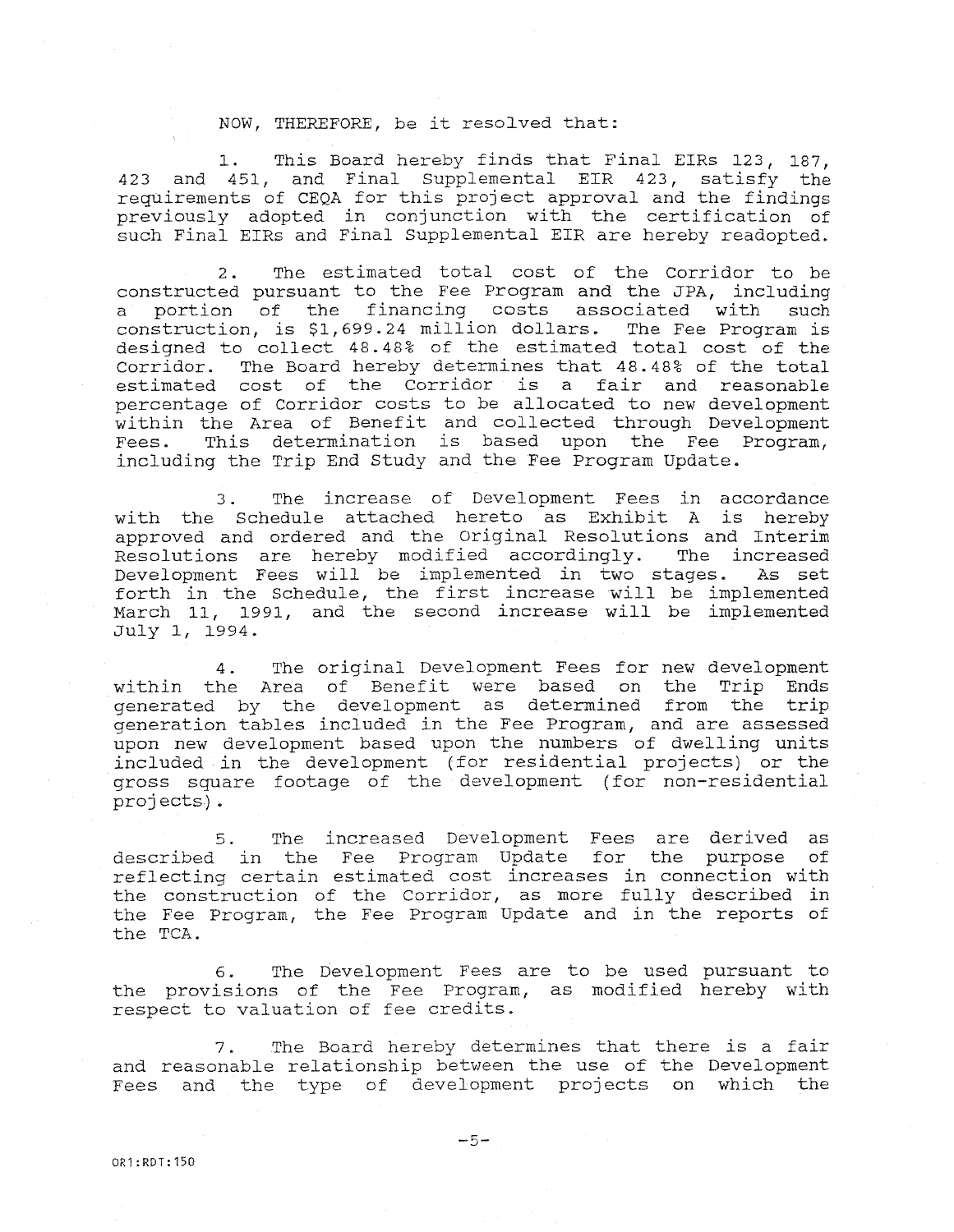NOW, THEREFORE, be it resolved that:

1. This Board hereby finds that Final EIRs 123, 187, 423 and 451, and Final Supplemental EIR 423, satisfy the requirements of CEQA for this project approval and the findings previously adopted in conjunction with the certification of such Final EIRs and Final Supplemental EIR are hereby readopted.

2. The estimated total cost of the Corridor to be constructed pursuant to the Fee Program and the JPA, including a portion of the financing costs associated with such construction, is $1,699.24 million dollars. The Fee Program is designed to collect 48.48% of the estimated total cost of the Corridor. The Board hereby determines that 48.48% of the total estimated cost of the Corridor is a fair and reasonable percentage of Corridor costs to be allocated to new development within the Area of Benefit and collected through Development Fees. This determination is based upon the Fee Program, including the Trip End Study and the Fee Program Update.

3. The increase of Development Fees in accordance with the Schedule attached hereto as Exhibit A is hereby approved and ordered and the Original Resolutions and Interim Resolutions are hereby modified accordingly. The increased Development Fees will be implemented in two stages. As set forth in the Schedule, the first increase will be implemented March 11, 1991, and the second increase will be implemented July 1, 1994.

4. The original Development Fees for new development within the Area of Benefit were based on the Trip Ends generated by the development as determined from the trip generation tables included in the Fee Program, and are assessed upon new development based upon the numbers of dwelling units included in the development (for residential projects) or the gross square footage of the development (for non-residential projects).

5. The increased Development Fees are derived as described in the Fee Program Update for the purpose of reflecting certain estimated cost increases in connection with the construction of the Corridor, as more fully described in the Fee Program, the Fee Program Update and in the reports of the TCA.

6. The Development Fees are to be used pursuant to the provisions of the Fee Program, as modified hereby with respect to valuation of fee credits.

7. The Board hereby determines that there is a fair and reasonable relationship between the use of the Development Fees and the type of development projects on which the

OR1:RDT:150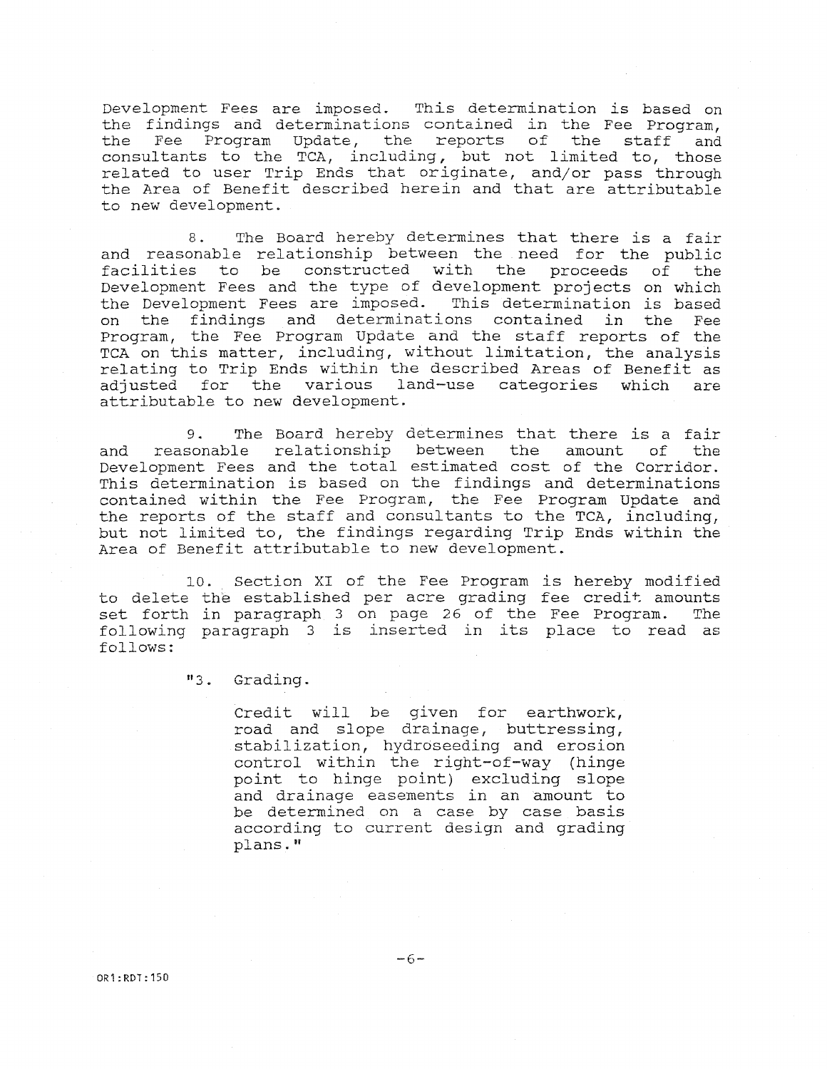Development Fees are imposed. This determination is based on the findings and determinations contained in the Fee Program, the Fee Program Update, the reports of the staff and consultants to the TCA, including, but not limited to, those related to user Trip Ends that originate, and/or pass through the Area of Benefit described herein and that are attributable to new development.

8. The Board hereby determines that there is a fair and reasonable relationship between the need for the public facilities to be constructed with the proceeds of the Development Fees and the type of development projects on which the Development Fees are imposed. This determination is based on the findings and determinations contained in the Fee Program, the Fee Program Update and the staff reports of the TCA on this matter, including, without limitation, the analysis relating to Trip Ends within the described Areas of Benefit as adjusted for the various land-use categories which are attributable to new development.

9. The Board hereby determines that there is a fair and reasonable relationship between the amount of the Development Fees and the total estimated cost of the Corridor. This determination is based on the findings and determinations contained within the Fee Program, the Fee Program Update and the reports of the staff and consultants to the TCA, including, but not limited to, the findings regarding Trip Ends within the Area of Benefit attributable to new development.

10. Section XI of the Fee Program is hereby modified to delete the established per acre grading fee credit amounts set forth in paragraph 3 on page 26 of the Fee Program. The following paragraph 3 is inserted in its place to read as follows:

> "3. Grading.
>
> Credit will be given for earthwork, road and slope drainage, buttressing, stabilization, hydroseeding and erosion control within the right-of-way (hinge point to hinge point) excluding slope and drainage easements in an amount to be determined on a case by case basis according to current design and grading plans."

OR1:RDT:150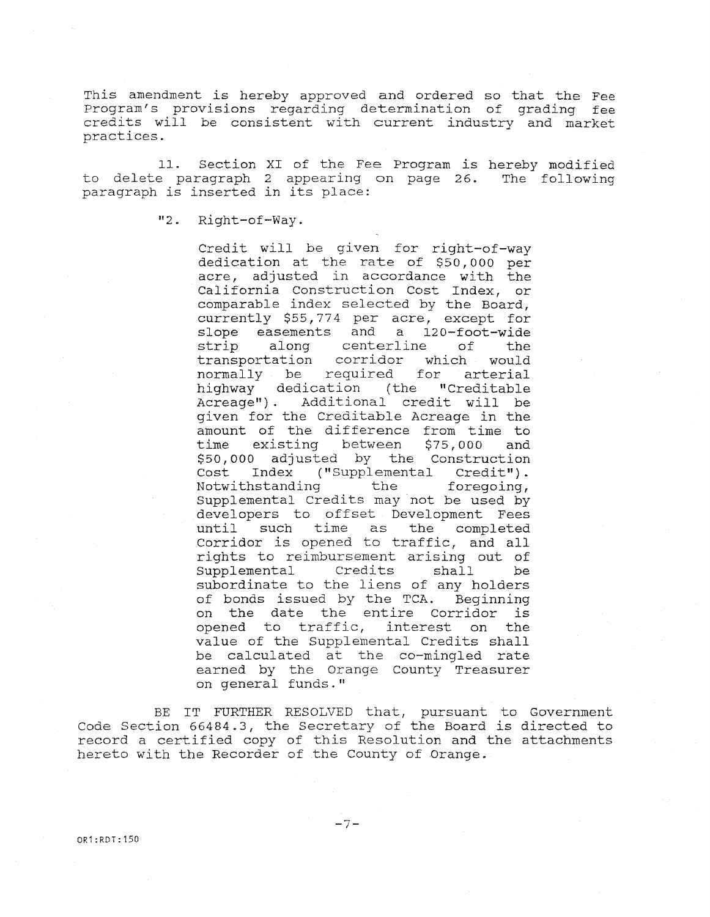This amendment is hereby approved and ordered so that the Fee Program's provisions regarding determination of grading fee credits will be consistent with current industry and market practices.

11. Section XI of the Fee Program is hereby modified to delete paragraph 2 appearing on page 26. The following paragraph is inserted in its place:

> "2. Right-of-Way.
>
> Credit will be given for right-of-way dedication at the rate of $50,000 per acre, adjusted in accordance with the California Construction Cost Index, or comparable index selected by the Board, currently $55,774 per acre, except for slope easements and a 120-foot-wide strip along centerline of the transportation corridor which would normally be required for arterial highway dedication (the "Creditable Acreage"). Additional credit will be given for the Creditable Acreage in the amount of the difference from time to time existing between $75,000 and $50,000 adjusted by the Construction Cost Index ("Supplemental Credit"). Notwithstanding the foregoing, Supplemental Credits may not be used by developers to offset Development Fees until such time as the completed Corridor is opened to traffic, and all rights to reimbursement arising out of Supplemental Credits shall be subordinate to the liens of any holders of bonds issued by the TCA. Beginning on the date the entire Corridor is opened to traffic, interest on the value of the Supplemental Credits shall be calculated at the co-mingled rate earned by the Orange County Treasurer on general funds."

BE IT FURTHER RESOLVED that, pursuant to Government Code Section 66484.3, the Secretary of the Board is directed to record a certified copy of this Resolution and the attachments hereto with the Recorder of the County of Orange.

OR1:RDT:150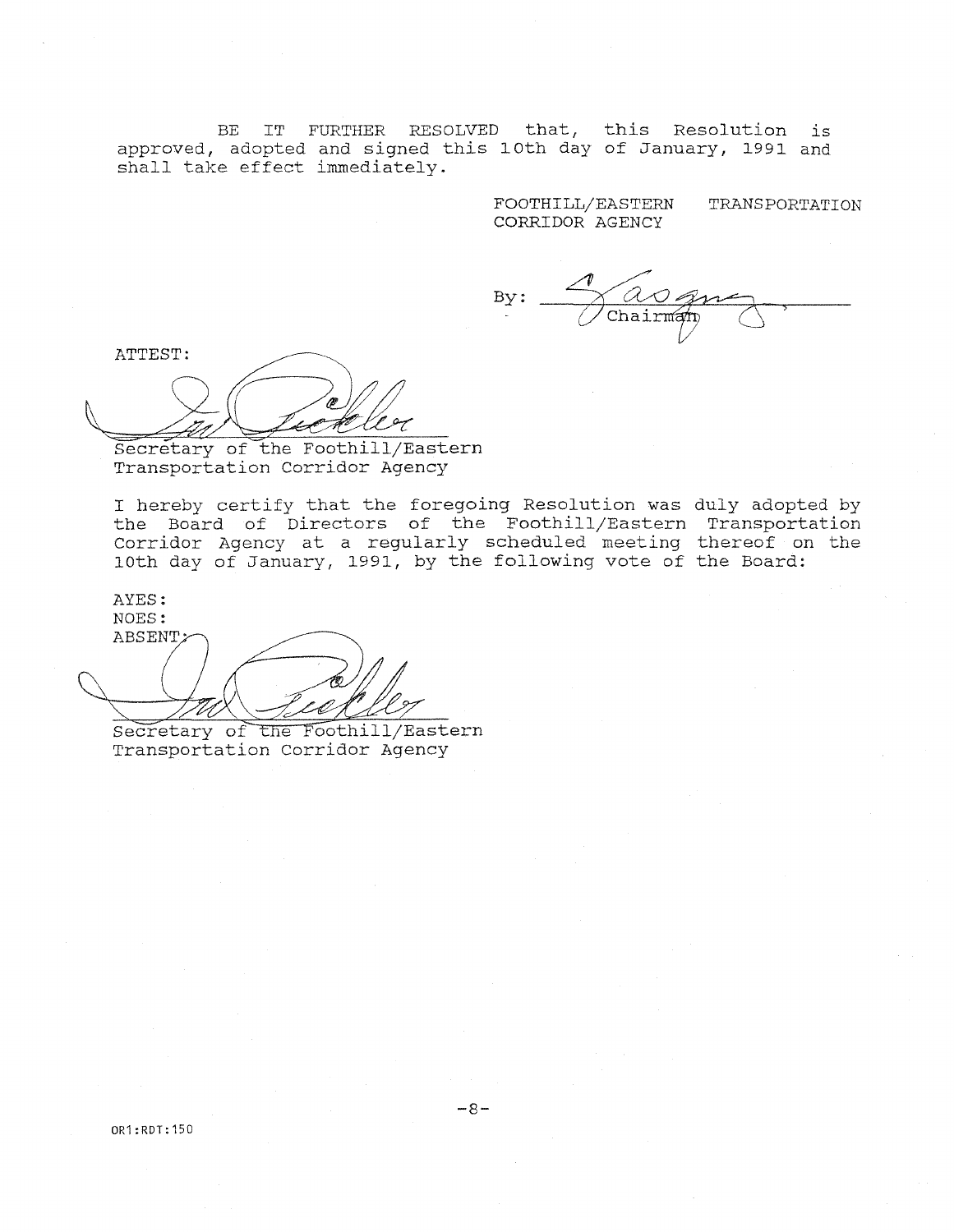BE IT FURTHER RESOLVED that, this Resolution is approved, adopted and signed this 10th day of January, 1991 and shall take effect immediately.

FOOTHILL/EASTERN TRANSPORTATION CORRIDOR AGENCY

By: ______________________
Chairman

ATTEST:

______________________
Secretary of the Foothill/Eastern Transportation Corridor Agency

I hereby certify that the foregoing Resolution was duly adopted by the Board of Directors of the Foothill/Eastern Transportation Corridor Agency at a regularly scheduled meeting thereof on the 10th day of January, 1991, by the following vote of the Board:

AYES:
NOES:
ABSENT:

______________________
Secretary of the Foothill/Eastern Transportation Corridor Agency

OR1:RDT:150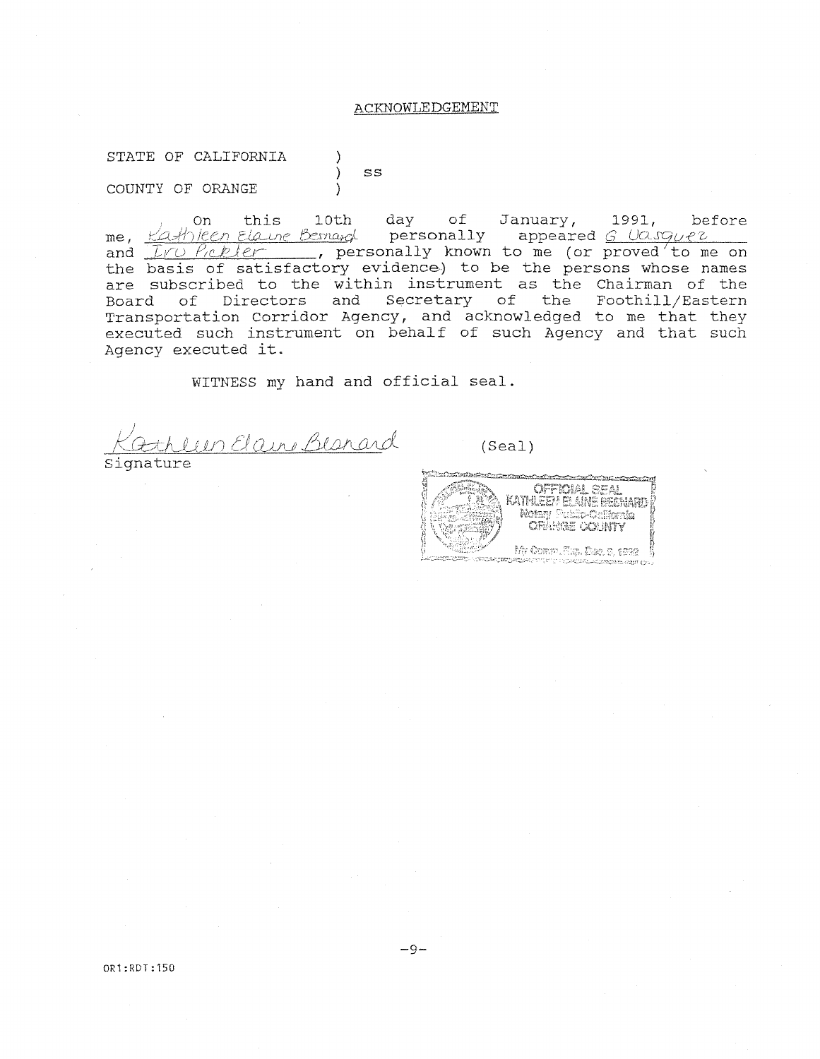## ACKNOWLEDGEMENT

STATE OF CALIFORNIA )
) ss
COUNTY OF ORANGE )

On this 10th day of January, 1991, before me, Kathleen Elaine Bernard personally appeared G Vasquez and Iru Pickler, personally known to me (or proved to me on the basis of satisfactory evidence) to be the persons whose names are subscribed to the within instrument as the Chairman of the Board of Directors and Secretary of the Foothill/Eastern Transportation Corridor Agency, and acknowledged to me that they executed such instrument on behalf of such Agency and that such Agency executed it.

WITNESS my hand and official seal.

Kathleen Elaine Bernard
Signature

(Seal)

OFFICIAL SEAL
KATHLEEN ELAINE BERNARD
Notary Public-California
ORANGE COUNTY
My Comm. Exp. Dec 9, 1992

OR1:RDT:150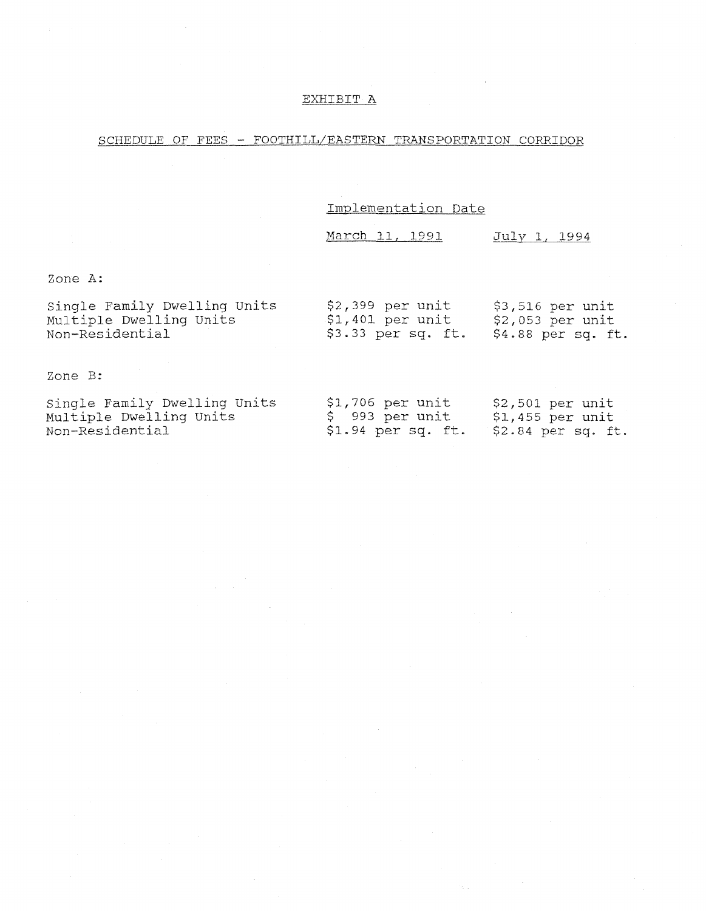# EXHIBIT A

## SCHEDULE OF FEES - FOOTHILL/EASTERN TRANSPORTATION CORRIDOR

| | Implementation Date | |
|---|---|---|
| | March 11, 1991 | July 1, 1994 |
| **Zone A:** | | |
| Single Family Dwelling Units | $2,399 per unit | $3,516 per unit |
| Multiple Dwelling Units | $1,401 per unit | $2,053 per unit |
| Non-Residential | $3.33 per sq. ft. | $4.88 per sq. ft. |
| **Zone B:** | | |
| Single Family Dwelling Units | $1,706 per unit | $2,501 per unit |
| Multiple Dwelling Units | $ 993 per unit | $1,455 per unit |
| Non-Residential | $1.94 per sq. ft. | $2.84 per sq. ft. |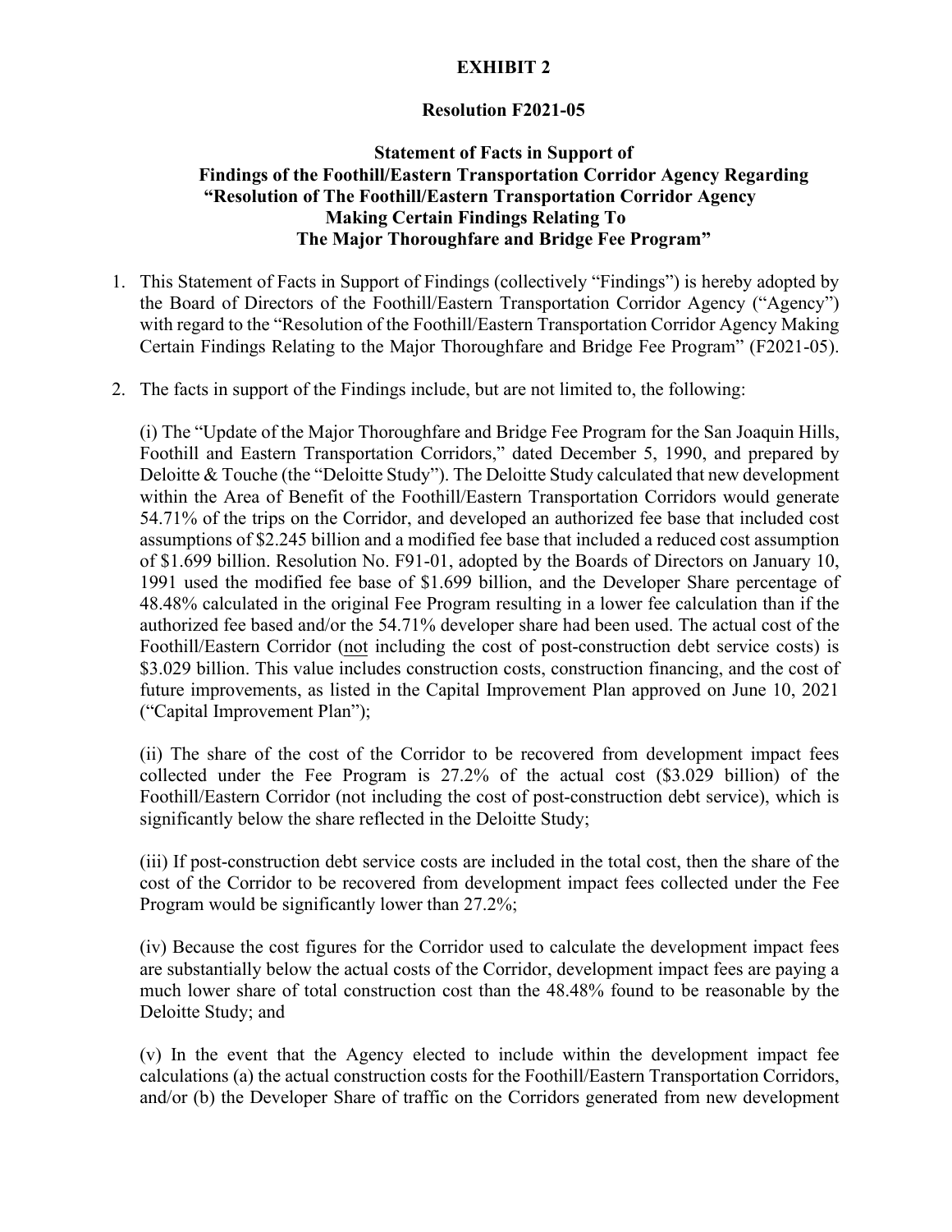**EXHIBIT 2**

**Resolution F2021-05**

**Statement of Facts in Support of Findings of the Foothill/Eastern Transportation Corridor Agency Regarding "Resolution of The Foothill/Eastern Transportation Corridor Agency Making Certain Findings Relating To The Major Thoroughfare and Bridge Fee Program"**

1. This Statement of Facts in Support of Findings (collectively "Findings") is hereby adopted by the Board of Directors of the Foothill/Eastern Transportation Corridor Agency ("Agency") with regard to the "Resolution of the Foothill/Eastern Transportation Corridor Agency Making Certain Findings Relating to the Major Thoroughfare and Bridge Fee Program" (F2021-05).

2. The facts in support of the Findings include, but are not limited to, the following:

   (i) The "Update of the Major Thoroughfare and Bridge Fee Program for the San Joaquin Hills, Foothill and Eastern Transportation Corridors," dated December 5, 1990, and prepared by Deloitte & Touche (the "Deloitte Study"). The Deloitte Study calculated that new development within the Area of Benefit of the Foothill/Eastern Transportation Corridors would generate 54.71% of the trips on the Corridor, and developed an authorized fee base that included cost assumptions of $2.245 billion and a modified fee base that included a reduced cost assumption of $1.699 billion. Resolution No. F91-01, adopted by the Boards of Directors on January 10, 1991 used the modified fee base of $1.699 billion, and the Developer Share percentage of 48.48% calculated in the original Fee Program resulting in a lower fee calculation than if the authorized fee based and/or the 54.71% developer share had been used. The actual cost of the Foothill/Eastern Corridor (<u>not</u> including the cost of post-construction debt service costs) is $3.029 billion. This value includes construction costs, construction financing, and the cost of future improvements, as listed in the Capital Improvement Plan approved on June 10, 2021 ("Capital Improvement Plan");

   (ii) The share of the cost of the Corridor to be recovered from development impact fees collected under the Fee Program is 27.2% of the actual cost ($3.029 billion) of the Foothill/Eastern Corridor (not including the cost of post-construction debt service), which is significantly below the share reflected in the Deloitte Study;

   (iii) If post-construction debt service costs are included in the total cost, then the share of the cost of the Corridor to be recovered from development impact fees collected under the Fee Program would be significantly lower than 27.2%;

   (iv) Because the cost figures for the Corridor used to calculate the development impact fees are substantially below the actual costs of the Corridor, development impact fees are paying a much lower share of total construction cost than the 48.48% found to be reasonable by the Deloitte Study; and

   (v) In the event that the Agency elected to include within the development impact fee calculations (a) the actual construction costs for the Foothill/Eastern Transportation Corridors, and/or (b) the Developer Share of traffic on the Corridors generated from new development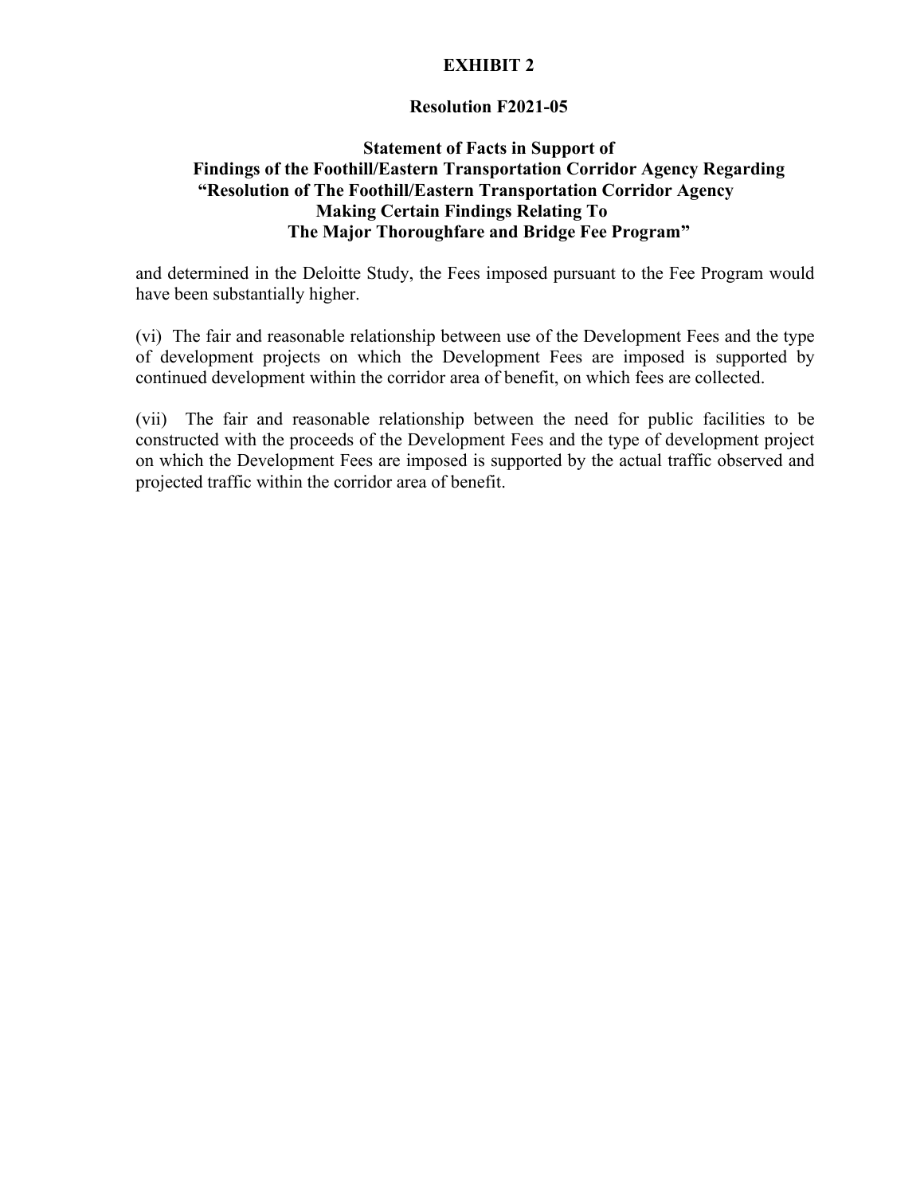**EXHIBIT 2**

**Resolution F2021-05**

**Statement of Facts in Support of Findings of the Foothill/Eastern Transportation Corridor Agency Regarding "Resolution of The Foothill/Eastern Transportation Corridor Agency Making Certain Findings Relating To The Major Thoroughfare and Bridge Fee Program"**

and determined in the Deloitte Study, the Fees imposed pursuant to the Fee Program would have been substantially higher.

(vi) The fair and reasonable relationship between use of the Development Fees and the type of development projects on which the Development Fees are imposed is supported by continued development within the corridor area of benefit, on which fees are collected.

(vii) The fair and reasonable relationship between the need for public facilities to be constructed with the proceeds of the Development Fees and the type of development project on which the Development Fees are imposed is supported by the actual traffic observed and projected traffic within the corridor area of benefit.